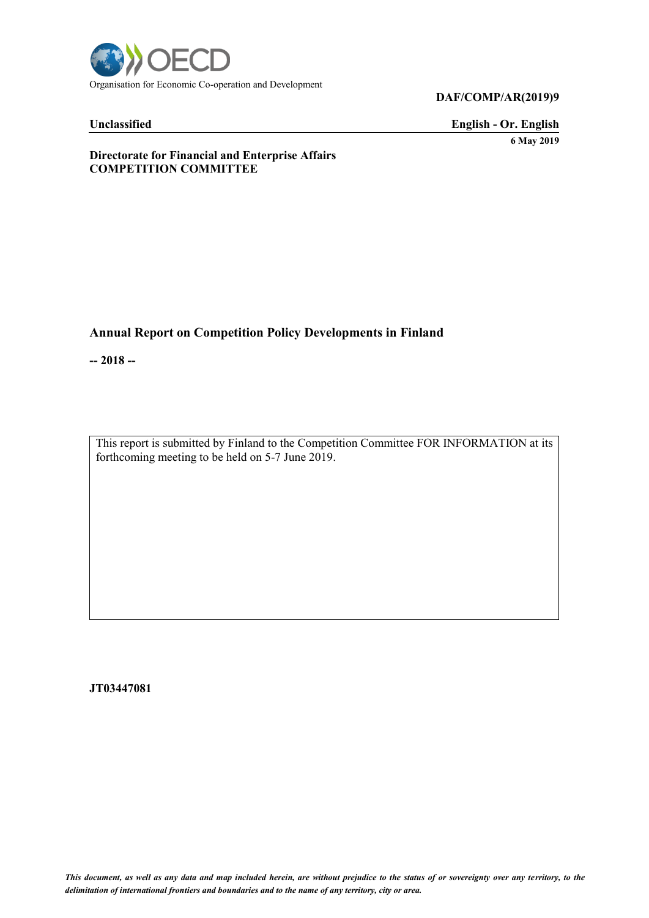Organisation for Economic Co-operation and Development

**DAF/COMP/AR(2019)9**

**Unclassified** **English - Or. English**

**6 May 2019**

**Directorate for Financial and Enterprise Affairs**
**COMPETITION COMMITTEE**

## Annual Report on Competition Policy Developments in Finland

**-- 2018 --**

This report is submitted by Finland to the Competition Committee FOR INFORMATION at its forthcoming meeting to be held on 5-7 June 2019.

**JT03447081**

*This document, as well as any data and map included herein, are without prejudice to the status of or sovereignty over any territory, to the delimitation of international frontiers and boundaries and to the name of any territory, city or area.*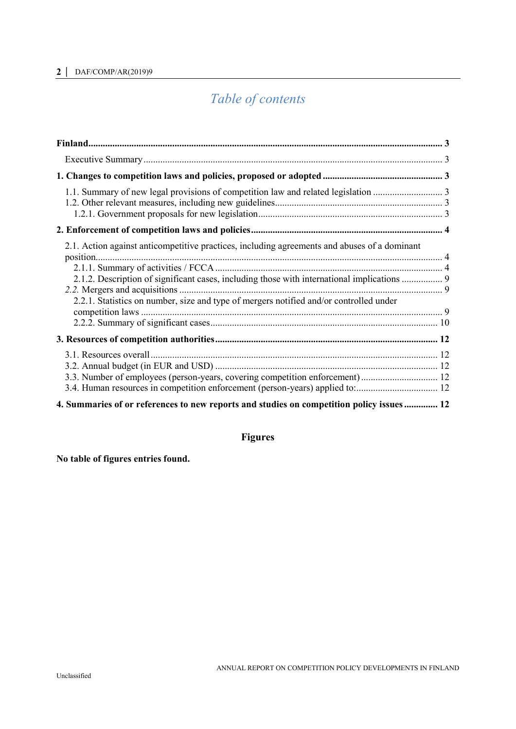# Table of contents

**Finland .......... 3**

Executive Summary .......... 3

**1. Changes to competition laws and policies, proposed or adopted .......... 3**

1.1. Summary of new legal provisions of competition law and related legislation .......... 3
1.2. Other relevant measures, including new guidelines .......... 3
1.2.1. Government proposals for new legislation .......... 3

**2. Enforcement of competition laws and policies .......... 4**

2.1. Action against anticompetitive practices, including agreements and abuses of a dominant position .......... 4
2.1.1. Summary of activities / FCCA .......... 4
2.1.2. Description of significant cases, including those with international implications .......... 9
*2.2.* Mergers and acquisitions .......... 9
2.2.1. Statistics on number, size and type of mergers notified and/or controlled under competition laws .......... 9
2.2.2. Summary of significant cases .......... 10

**3. Resources of competition authorities .......... 12**

3.1. Resources overall .......... 12
3.2. Annual budget (in EUR and USD) .......... 12
3.3. Number of employees (person-years, covering competition enforcement) .......... 12
3.4. Human resources in competition enforcement (person-years) applied to: .......... 12

**4. Summaries of or references to new reports and studies on competition policy issues .......... 12**

## Figures

**No table of figures entries found.**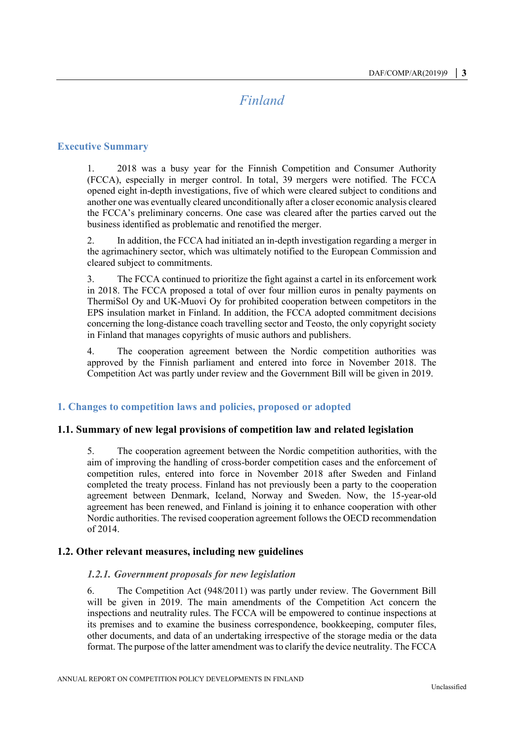# Finland

## Executive Summary

1. 2018 was a busy year for the Finnish Competition and Consumer Authority (FCCA), especially in merger control. In total, 39 mergers were notified. The FCCA opened eight in-depth investigations, five of which were cleared subject to conditions and another one was eventually cleared unconditionally after a closer economic analysis cleared the FCCA's preliminary concerns. One case was cleared after the parties carved out the business identified as problematic and renotified the merger.

2. In addition, the FCCA had initiated an in-depth investigation regarding a merger in the agrimachinery sector, which was ultimately notified to the European Commission and cleared subject to commitments.

3. The FCCA continued to prioritize the fight against a cartel in its enforcement work in 2018. The FCCA proposed a total of over four million euros in penalty payments on ThermiSol Oy and UK-Muovi Oy for prohibited cooperation between competitors in the EPS insulation market in Finland. In addition, the FCCA adopted commitment decisions concerning the long-distance coach travelling sector and Teosto, the only copyright society in Finland that manages copyrights of music authors and publishers.

4. The cooperation agreement between the Nordic competition authorities was approved by the Finnish parliament and entered into force in November 2018. The Competition Act was partly under review and the Government Bill will be given in 2019.

## 1. Changes to competition laws and policies, proposed or adopted

### 1.1. Summary of new legal provisions of competition law and related legislation

5. The cooperation agreement between the Nordic competition authorities, with the aim of improving the handling of cross-border competition cases and the enforcement of competition rules, entered into force in November 2018 after Sweden and Finland completed the treaty process. Finland has not previously been a party to the cooperation agreement between Denmark, Iceland, Norway and Sweden. Now, the 15-year-old agreement has been renewed, and Finland is joining it to enhance cooperation with other Nordic authorities. The revised cooperation agreement follows the OECD recommendation of 2014.

### 1.2. Other relevant measures, including new guidelines

#### *1.2.1. Government proposals for new legislation*

6. The Competition Act (948/2011) was partly under review. The Government Bill will be given in 2019. The main amendments of the Competition Act concern the inspections and neutrality rules. The FCCA will be empowered to continue inspections at its premises and to examine the business correspondence, bookkeeping, computer files, other documents, and data of an undertaking irrespective of the storage media or the data format. The purpose of the latter amendment was to clarify the device neutrality. The FCCA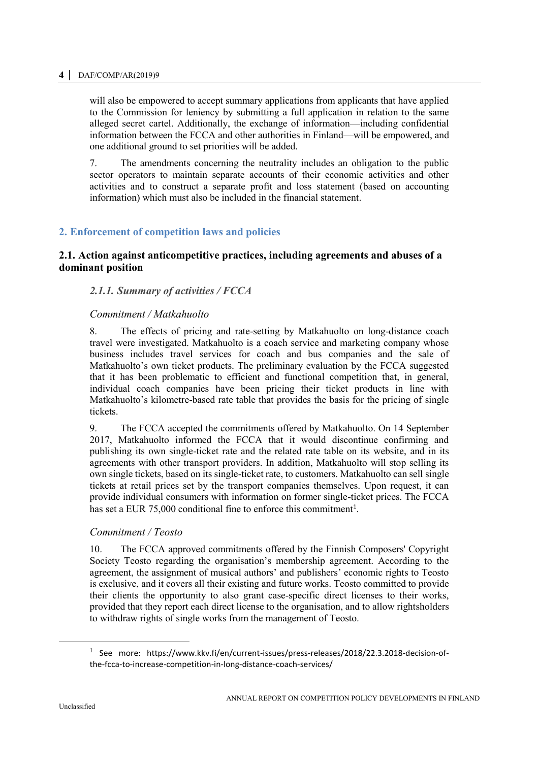will also be empowered to accept summary applications from applicants that have applied to the Commission for leniency by submitting a full application in relation to the same alleged secret cartel. Additionally, the exchange of information—including confidential information between the FCCA and other authorities in Finland—will be empowered, and one additional ground to set priorities will be added.

7. The amendments concerning the neutrality includes an obligation to the public sector operators to maintain separate accounts of their economic activities and other activities and to construct a separate profit and loss statement (based on accounting information) which must also be included in the financial statement.

## 2. Enforcement of competition laws and policies

### 2.1. Action against anticompetitive practices, including agreements and abuses of a dominant position

#### *2.1.1. Summary of activities / FCCA*

*Commitment / Matkahuolto*

8. The effects of pricing and rate-setting by Matkahuolto on long-distance coach travel were investigated. Matkahuolto is a coach service and marketing company whose business includes travel services for coach and bus companies and the sale of Matkahuolto's own ticket products. The preliminary evaluation by the FCCA suggested that it has been problematic to efficient and functional competition that, in general, individual coach companies have been pricing their ticket products in line with Matkahuolto's kilometre-based rate table that provides the basis for the pricing of single tickets.

9. The FCCA accepted the commitments offered by Matkahuolto. On 14 September 2017, Matkahuolto informed the FCCA that it would discontinue confirming and publishing its own single-ticket rate and the related rate table on its website, and in its agreements with other transport providers. In addition, Matkahuolto will stop selling its own single tickets, based on its single-ticket rate, to customers. Matkahuolto can sell single tickets at retail prices set by the transport companies themselves. Upon request, it can provide individual consumers with information on former single-ticket prices. The FCCA has set a EUR 75,000 conditional fine to enforce this commitment[1].

*Commitment / Teosto*

10. The FCCA approved commitments offered by the Finnish Composers' Copyright Society Teosto regarding the organisation's membership agreement. According to the agreement, the assignment of musical authors' and publishers' economic rights to Teosto is exclusive, and it covers all their existing and future works. Teosto committed to provide their clients the opportunity to also grant case-specific direct licenses to their works, provided that they report each direct license to the organisation, and to allow rightsholders to withdraw rights of single works from the management of Teosto.

[1] See more: https://www.kkv.fi/en/current-issues/press-releases/2018/22.3.2018-decision-of-the-fcca-to-increase-competition-in-long-distance-coach-services/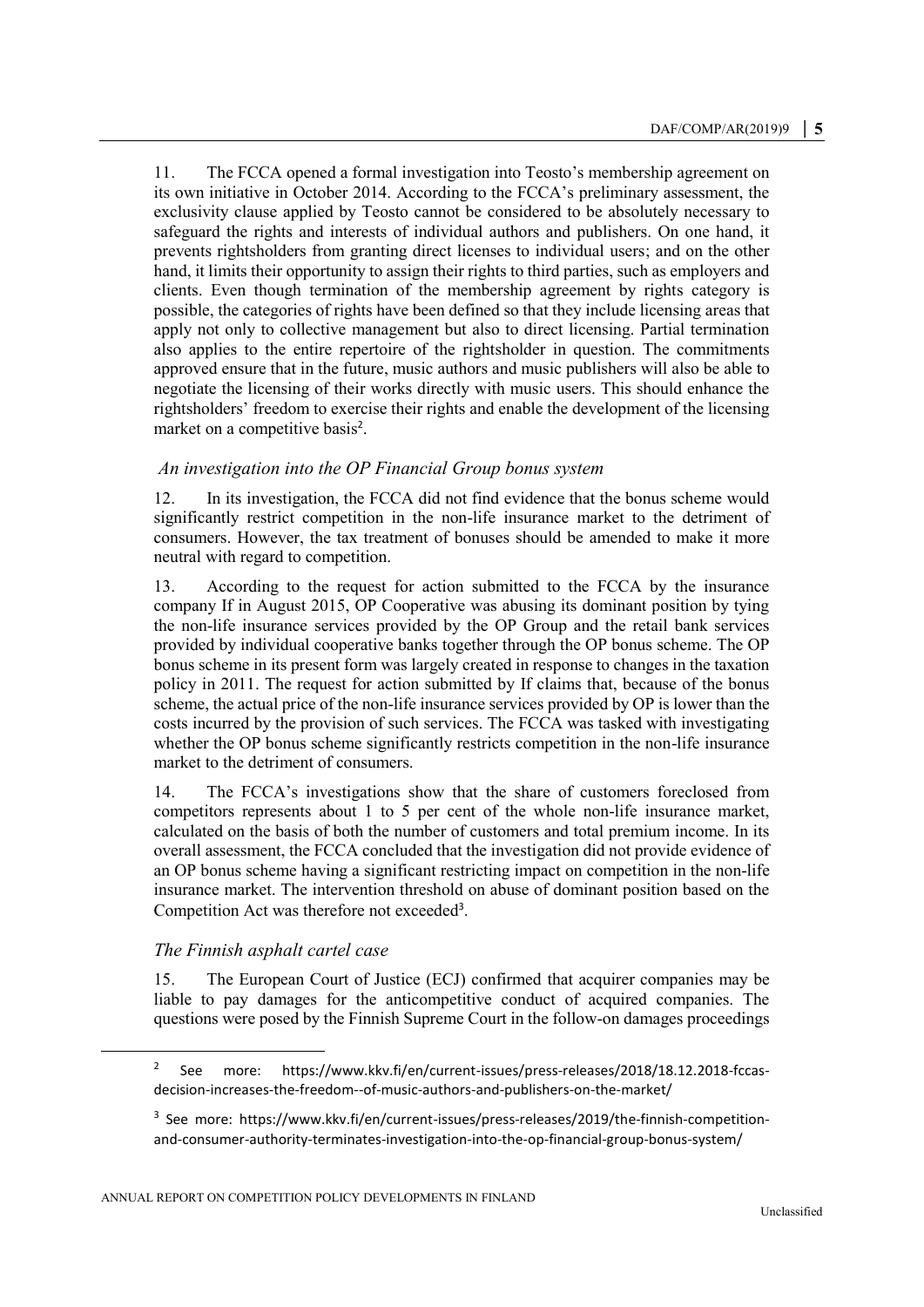11. The FCCA opened a formal investigation into Teosto's membership agreement on its own initiative in October 2014. According to the FCCA's preliminary assessment, the exclusivity clause applied by Teosto cannot be considered to be absolutely necessary to safeguard the rights and interests of individual authors and publishers. On one hand, it prevents rightsholders from granting direct licenses to individual users; and on the other hand, it limits their opportunity to assign their rights to third parties, such as employers and clients. Even though termination of the membership agreement by rights category is possible, the categories of rights have been defined so that they include licensing areas that apply not only to collective management but also to direct licensing. Partial termination also applies to the entire repertoire of the rightsholder in question. The commitments approved ensure that in the future, music authors and music publishers will also be able to negotiate the licensing of their works directly with music users. This should enhance the rightsholders' freedom to exercise their rights and enable the development of the licensing market on a competitive basis[2].

### *An investigation into the OP Financial Group bonus system*

12. In its investigation, the FCCA did not find evidence that the bonus scheme would significantly restrict competition in the non-life insurance market to the detriment of consumers. However, the tax treatment of bonuses should be amended to make it more neutral with regard to competition.

13. According to the request for action submitted to the FCCA by the insurance company If in August 2015, OP Cooperative was abusing its dominant position by tying the non-life insurance services provided by the OP Group and the retail bank services provided by individual cooperative banks together through the OP bonus scheme. The OP bonus scheme in its present form was largely created in response to changes in the taxation policy in 2011. The request for action submitted by If claims that, because of the bonus scheme, the actual price of the non-life insurance services provided by OP is lower than the costs incurred by the provision of such services. The FCCA was tasked with investigating whether the OP bonus scheme significantly restricts competition in the non-life insurance market to the detriment of consumers.

14. The FCCA's investigations show that the share of customers foreclosed from competitors represents about 1 to 5 per cent of the whole non-life insurance market, calculated on the basis of both the number of customers and total premium income. In its overall assessment, the FCCA concluded that the investigation did not provide evidence of an OP bonus scheme having a significant restricting impact on competition in the non-life insurance market. The intervention threshold on abuse of dominant position based on the Competition Act was therefore not exceeded[3].

### *The Finnish asphalt cartel case*

15. The European Court of Justice (ECJ) confirmed that acquirer companies may be liable to pay damages for the anticompetitive conduct of acquired companies. The questions were posed by the Finnish Supreme Court in the follow-on damages proceedings

---

[2] See more: https://www.kkv.fi/en/current-issues/press-releases/2018/18.12.2018-fccas-decision-increases-the-freedom--of-music-authors-and-publishers-on-the-market/

[3] See more: https://www.kkv.fi/en/current-issues/press-releases/2019/the-finnish-competition-and-consumer-authority-terminates-investigation-into-the-op-financial-group-bonus-system/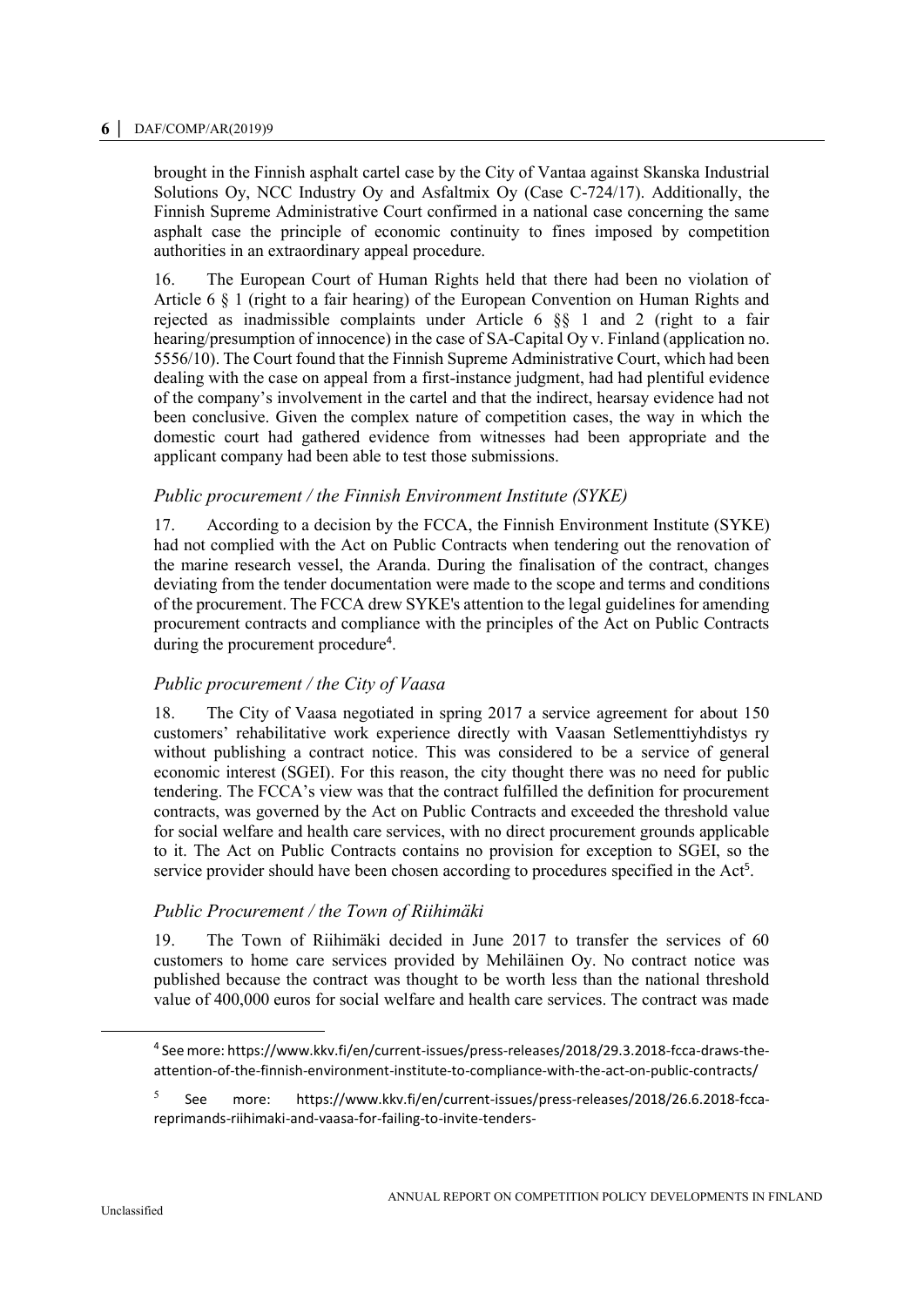brought in the Finnish asphalt cartel case by the City of Vantaa against Skanska Industrial Solutions Oy, NCC Industry Oy and Asfaltmix Oy (Case C-724/17). Additionally, the Finnish Supreme Administrative Court confirmed in a national case concerning the same asphalt case the principle of economic continuity to fines imposed by competition authorities in an extraordinary appeal procedure.

16. The European Court of Human Rights held that there had been no violation of Article 6 § 1 (right to a fair hearing) of the European Convention on Human Rights and rejected as inadmissible complaints under Article 6 §§ 1 and 2 (right to a fair hearing/presumption of innocence) in the case of SA-Capital Oy v. Finland (application no. 5556/10). The Court found that the Finnish Supreme Administrative Court, which had been dealing with the case on appeal from a first-instance judgment, had had plentiful evidence of the company's involvement in the cartel and that the indirect, hearsay evidence had not been conclusive. Given the complex nature of competition cases, the way in which the domestic court had gathered evidence from witnesses had been appropriate and the applicant company had been able to test those submissions.

### *Public procurement / the Finnish Environment Institute (SYKE)*

17. According to a decision by the FCCA, the Finnish Environment Institute (SYKE) had not complied with the Act on Public Contracts when tendering out the renovation of the marine research vessel, the Aranda. During the finalisation of the contract, changes deviating from the tender documentation were made to the scope and terms and conditions of the procurement. The FCCA drew SYKE's attention to the legal guidelines for amending procurement contracts and compliance with the principles of the Act on Public Contracts during the procurement procedure[4].

### *Public procurement / the City of Vaasa*

18. The City of Vaasa negotiated in spring 2017 a service agreement for about 150 customers' rehabilitative work experience directly with Vaasan Setlementtiyhdistys ry without publishing a contract notice. This was considered to be a service of general economic interest (SGEI). For this reason, the city thought there was no need for public tendering. The FCCA's view was that the contract fulfilled the definition for procurement contracts, was governed by the Act on Public Contracts and exceeded the threshold value for social welfare and health care services, with no direct procurement grounds applicable to it. The Act on Public Contracts contains no provision for exception to SGEI, so the service provider should have been chosen according to procedures specified in the Act[5].

### *Public Procurement / the Town of Riihimäki*

19. The Town of Riihimäki decided in June 2017 to transfer the services of 60 customers to home care services provided by Mehiläinen Oy. No contract notice was published because the contract was thought to be worth less than the national threshold value of 400,000 euros for social welfare and health care services. The contract was made

---

[4] See more: https://www.kkv.fi/en/current-issues/press-releases/2018/29.3.2018-fcca-draws-the-attention-of-the-finnish-environment-institute-to-compliance-with-the-act-on-public-contracts/

[5] See more: https://www.kkv.fi/en/current-issues/press-releases/2018/26.6.2018-fcca-reprimands-riihimaki-and-vaasa-for-failing-to-invite-tenders-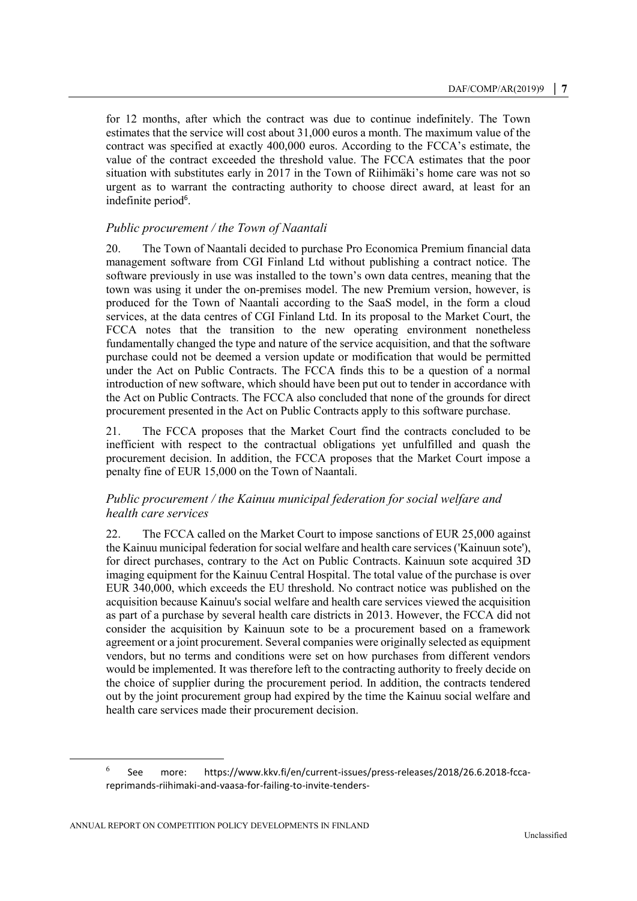for 12 months, after which the contract was due to continue indefinitely. The Town estimates that the service will cost about 31,000 euros a month. The maximum value of the contract was specified at exactly 400,000 euros. According to the FCCA's estimate, the value of the contract exceeded the threshold value. The FCCA estimates that the poor situation with substitutes early in 2017 in the Town of Riihimäki's home care was not so urgent as to warrant the contracting authority to choose direct award, at least for an indefinite period[6].

### *Public procurement / the Town of Naantali*

20. The Town of Naantali decided to purchase Pro Economica Premium financial data management software from CGI Finland Ltd without publishing a contract notice. The software previously in use was installed to the town's own data centres, meaning that the town was using it under the on-premises model. The new Premium version, however, is produced for the Town of Naantali according to the SaaS model, in the form a cloud services, at the data centres of CGI Finland Ltd. In its proposal to the Market Court, the FCCA notes that the transition to the new operating environment nonetheless fundamentally changed the type and nature of the service acquisition, and that the software purchase could not be deemed a version update or modification that would be permitted under the Act on Public Contracts. The FCCA finds this to be a question of a normal introduction of new software, which should have been put out to tender in accordance with the Act on Public Contracts. The FCCA also concluded that none of the grounds for direct procurement presented in the Act on Public Contracts apply to this software purchase.

21. The FCCA proposes that the Market Court find the contracts concluded to be inefficient with respect to the contractual obligations yet unfulfilled and quash the procurement decision. In addition, the FCCA proposes that the Market Court impose a penalty fine of EUR 15,000 on the Town of Naantali.

### *Public procurement / the Kainuu municipal federation for social welfare and health care services*

22. The FCCA called on the Market Court to impose sanctions of EUR 25,000 against the Kainuu municipal federation for social welfare and health care services ('Kainuun sote'), for direct purchases, contrary to the Act on Public Contracts. Kainuun sote acquired 3D imaging equipment for the Kainuu Central Hospital. The total value of the purchase is over EUR 340,000, which exceeds the EU threshold. No contract notice was published on the acquisition because Kainuu's social welfare and health care services viewed the acquisition as part of a purchase by several health care districts in 2013. However, the FCCA did not consider the acquisition by Kainuun sote to be a procurement based on a framework agreement or a joint procurement. Several companies were originally selected as equipment vendors, but no terms and conditions were set on how purchases from different vendors would be implemented. It was therefore left to the contracting authority to freely decide on the choice of supplier during the procurement period. In addition, the contracts tendered out by the joint procurement group had expired by the time the Kainuu social welfare and health care services made their procurement decision.

[6] See more: https://www.kkv.fi/en/current-issues/press-releases/2018/26.6.2018-fcca-reprimands-riihimaki-and-vaasa-for-failing-to-invite-tenders-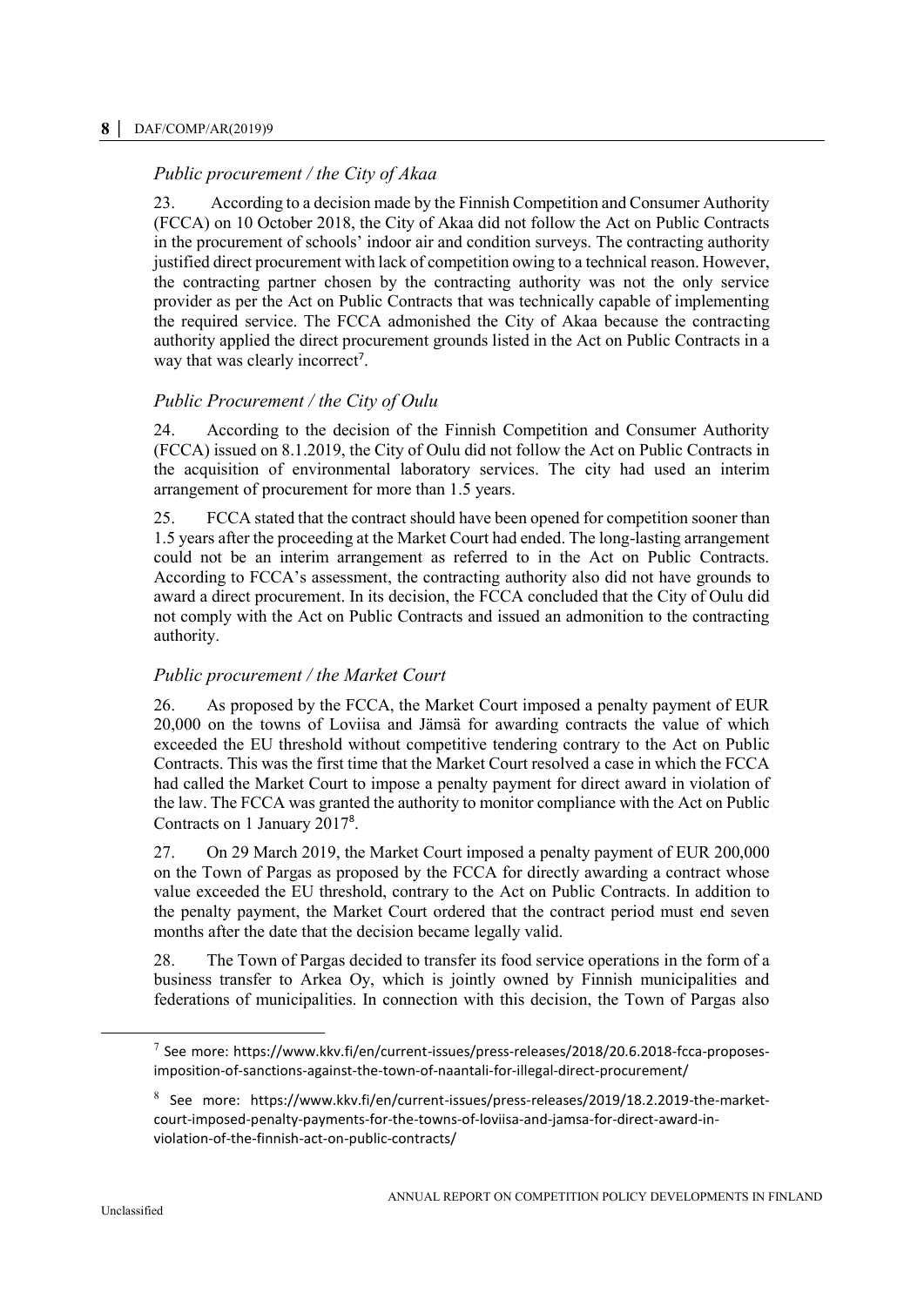### *Public procurement / the City of Akaa*

23. According to a decision made by the Finnish Competition and Consumer Authority (FCCA) on 10 October 2018, the City of Akaa did not follow the Act on Public Contracts in the procurement of schools' indoor air and condition surveys. The contracting authority justified direct procurement with lack of competition owing to a technical reason. However, the contracting partner chosen by the contracting authority was not the only service provider as per the Act on Public Contracts that was technically capable of implementing the required service. The FCCA admonished the City of Akaa because the contracting authority applied the direct procurement grounds listed in the Act on Public Contracts in a way that was clearly incorrect[7].

### *Public Procurement / the City of Oulu*

24. According to the decision of the Finnish Competition and Consumer Authority (FCCA) issued on 8.1.2019, the City of Oulu did not follow the Act on Public Contracts in the acquisition of environmental laboratory services. The city had used an interim arrangement of procurement for more than 1.5 years.

25. FCCA stated that the contract should have been opened for competition sooner than 1.5 years after the proceeding at the Market Court had ended. The long-lasting arrangement could not be an interim arrangement as referred to in the Act on Public Contracts. According to FCCA's assessment, the contracting authority also did not have grounds to award a direct procurement. In its decision, the FCCA concluded that the City of Oulu did not comply with the Act on Public Contracts and issued an admonition to the contracting authority.

### *Public procurement / the Market Court*

26. As proposed by the FCCA, the Market Court imposed a penalty payment of EUR 20,000 on the towns of Loviisa and Jämsä for awarding contracts the value of which exceeded the EU threshold without competitive tendering contrary to the Act on Public Contracts. This was the first time that the Market Court resolved a case in which the FCCA had called the Market Court to impose a penalty payment for direct award in violation of the law. The FCCA was granted the authority to monitor compliance with the Act on Public Contracts on 1 January 2017[8].

27. On 29 March 2019, the Market Court imposed a penalty payment of EUR 200,000 on the Town of Pargas as proposed by the FCCA for directly awarding a contract whose value exceeded the EU threshold, contrary to the Act on Public Contracts. In addition to the penalty payment, the Market Court ordered that the contract period must end seven months after the date that the decision became legally valid.

28. The Town of Pargas decided to transfer its food service operations in the form of a business transfer to Arkea Oy, which is jointly owned by Finnish municipalities and federations of municipalities. In connection with this decision, the Town of Pargas also

---

[7] See more: https://www.kkv.fi/en/current-issues/press-releases/2018/20.6.2018-fcca-proposes-imposition-of-sanctions-against-the-town-of-naantali-for-illegal-direct-procurement/

[8] See more: https://www.kkv.fi/en/current-issues/press-releases/2019/18.2.2019-the-market-court-imposed-penalty-payments-for-the-towns-of-loviisa-and-jamsa-for-direct-award-in-violation-of-the-finnish-act-on-public-contracts/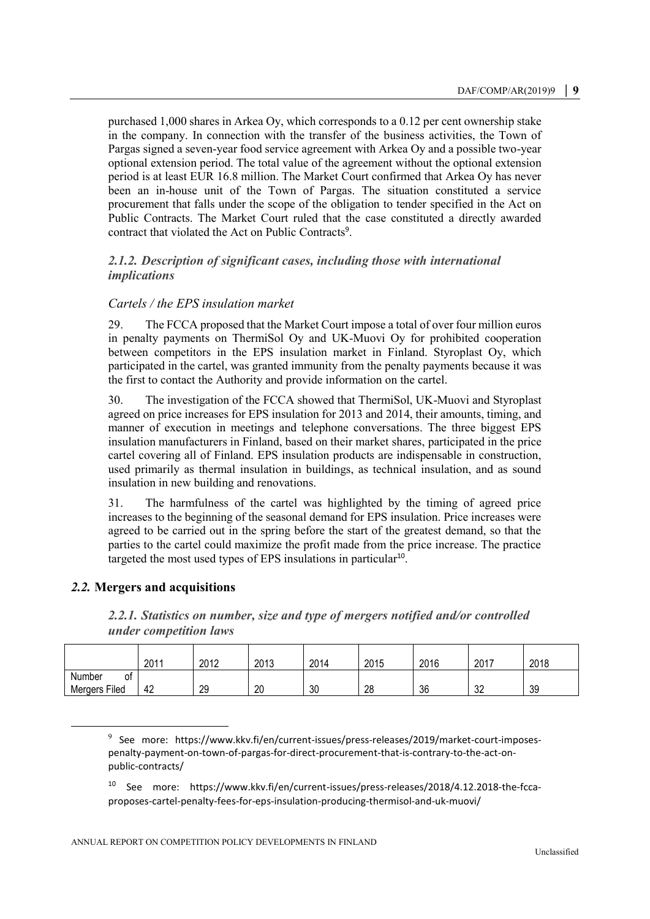purchased 1,000 shares in Arkea Oy, which corresponds to a 0.12 per cent ownership stake in the company. In connection with the transfer of the business activities, the Town of Pargas signed a seven-year food service agreement with Arkea Oy and a possible two-year optional extension period. The total value of the agreement without the optional extension period is at least EUR 16.8 million. The Market Court confirmed that Arkea Oy has never been an in-house unit of the Town of Pargas. The situation constituted a service procurement that falls under the scope of the obligation to tender specified in the Act on Public Contracts. The Market Court ruled that the case constituted a directly awarded contract that violated the Act on Public Contracts[9].

#### *2.1.2. Description of significant cases, including those with international implications*

*Cartels / the EPS insulation market*

29. The FCCA proposed that the Market Court impose a total of over four million euros in penalty payments on ThermiSol Oy and UK-Muovi Oy for prohibited cooperation between competitors in the EPS insulation market in Finland. Styroplast Oy, which participated in the cartel, was granted immunity from the penalty payments because it was the first to contact the Authority and provide information on the cartel.

30. The investigation of the FCCA showed that ThermiSol, UK-Muovi and Styroplast agreed on price increases for EPS insulation for 2013 and 2014, their amounts, timing, and manner of execution in meetings and telephone conversations. The three biggest EPS insulation manufacturers in Finland, based on their market shares, participated in the price cartel covering all of Finland. EPS insulation products are indispensable in construction, used primarily as thermal insulation in buildings, as technical insulation, and as sound insulation in new building and renovations.

31. The harmfulness of the cartel was highlighted by the timing of agreed price increases to the beginning of the seasonal demand for EPS insulation. Price increases were agreed to be carried out in the spring before the start of the greatest demand, so that the parties to the cartel could maximize the profit made from the price increase. The practice targeted the most used types of EPS insulations in particular[10].

### *2.2.* Mergers and acquisitions

#### *2.2.1. Statistics on number, size and type of mergers notified and/or controlled under competition laws*

| | 2011 | 2012 | 2013 | 2014 | 2015 | 2016 | 2017 | 2018 |
|---|---|---|---|---|---|---|---|---|
| Number of Mergers Filed | 42 | 29 | 20 | 30 | 28 | 36 | 32 | 39 |

[9] See more: https://www.kkv.fi/en/current-issues/press-releases/2019/market-court-imposes-penalty-payment-on-town-of-pargas-for-direct-procurement-that-is-contrary-to-the-act-on-public-contracts/

[10] See more: https://www.kkv.fi/en/current-issues/press-releases/2018/4.12.2018-the-fcca-proposes-cartel-penalty-fees-for-eps-insulation-producing-thermisol-and-uk-muovi/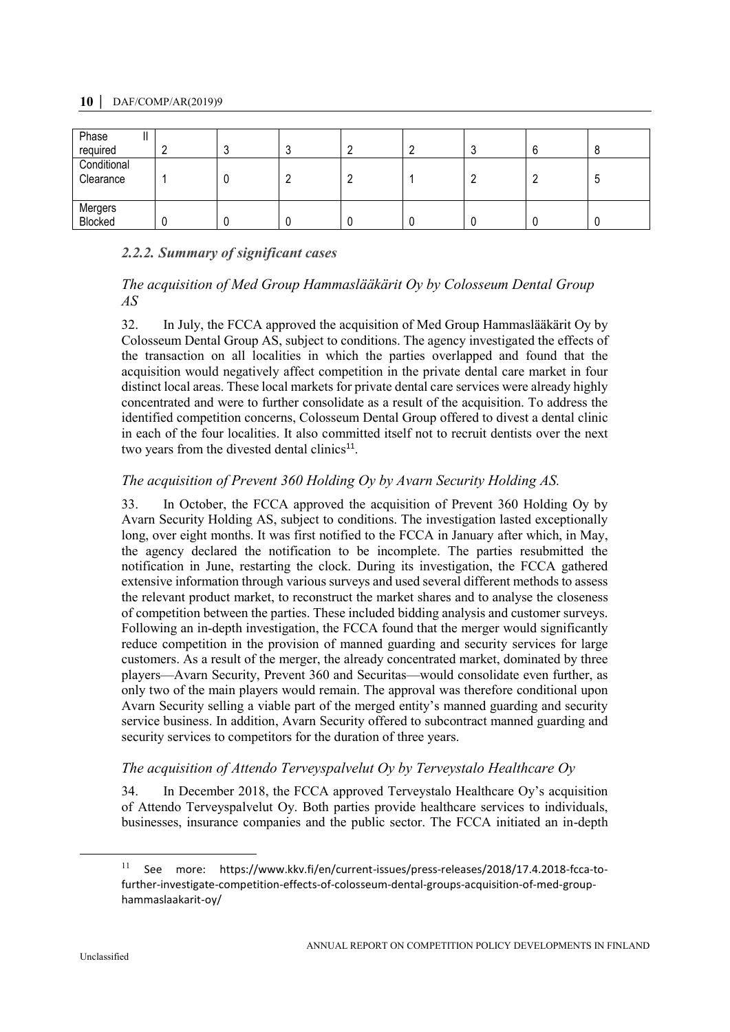| Phase II required | 2 | 3 | 3 | 2 | 2 | 3 | 6 | 8 |
|---|---|---|---|---|---|---|---|---|
| Conditional Clearance | 1 | 0 | 2 | 2 | 1 | 2 | 2 | 5 |
| Mergers Blocked | 0 | 0 | 0 | 0 | 0 | 0 | 0 | 0 |

### *2.2.2. Summary of significant cases*

#### *The acquisition of Med Group Hammaslääkärit Oy by Colosseum Dental Group AS*

32. In July, the FCCA approved the acquisition of Med Group Hammaslääkärit Oy by Colosseum Dental Group AS, subject to conditions. The agency investigated the effects of the transaction on all localities in which the parties overlapped and found that the acquisition would negatively affect competition in the private dental care market in four distinct local areas. These local markets for private dental care services were already highly concentrated and were to further consolidate as a result of the acquisition. To address the identified competition concerns, Colosseum Dental Group offered to divest a dental clinic in each of the four localities. It also committed itself not to recruit dentists over the next two years from the divested dental clinics[11].

#### *The acquisition of Prevent 360 Holding Oy by Avarn Security Holding AS.*

33. In October, the FCCA approved the acquisition of Prevent 360 Holding Oy by Avarn Security Holding AS, subject to conditions. The investigation lasted exceptionally long, over eight months. It was first notified to the FCCA in January after which, in May, the agency declared the notification to be incomplete. The parties resubmitted the notification in June, restarting the clock. During its investigation, the FCCA gathered extensive information through various surveys and used several different methods to assess the relevant product market, to reconstruct the market shares and to analyse the closeness of competition between the parties. These included bidding analysis and customer surveys. Following an in-depth investigation, the FCCA found that the merger would significantly reduce competition in the provision of manned guarding and security services for large customers. As a result of the merger, the already concentrated market, dominated by three players—Avarn Security, Prevent 360 and Securitas—would consolidate even further, as only two of the main players would remain. The approval was therefore conditional upon Avarn Security selling a viable part of the merged entity's manned guarding and security service business. In addition, Avarn Security offered to subcontract manned guarding and security services to competitors for the duration of three years.

#### *The acquisition of Attendo Terveyspalvelut Oy by Terveystalo Healthcare Oy*

34. In December 2018, the FCCA approved Terveystalo Healthcare Oy's acquisition of Attendo Terveyspalvelut Oy. Both parties provide healthcare services to individuals, businesses, insurance companies and the public sector. The FCCA initiated an in-depth

[11] See more: https://www.kkv.fi/en/current-issues/press-releases/2018/17.4.2018-fcca-to-further-investigate-competition-effects-of-colosseum-dental-groups-acquisition-of-med-group-hammaslaakarit-oy/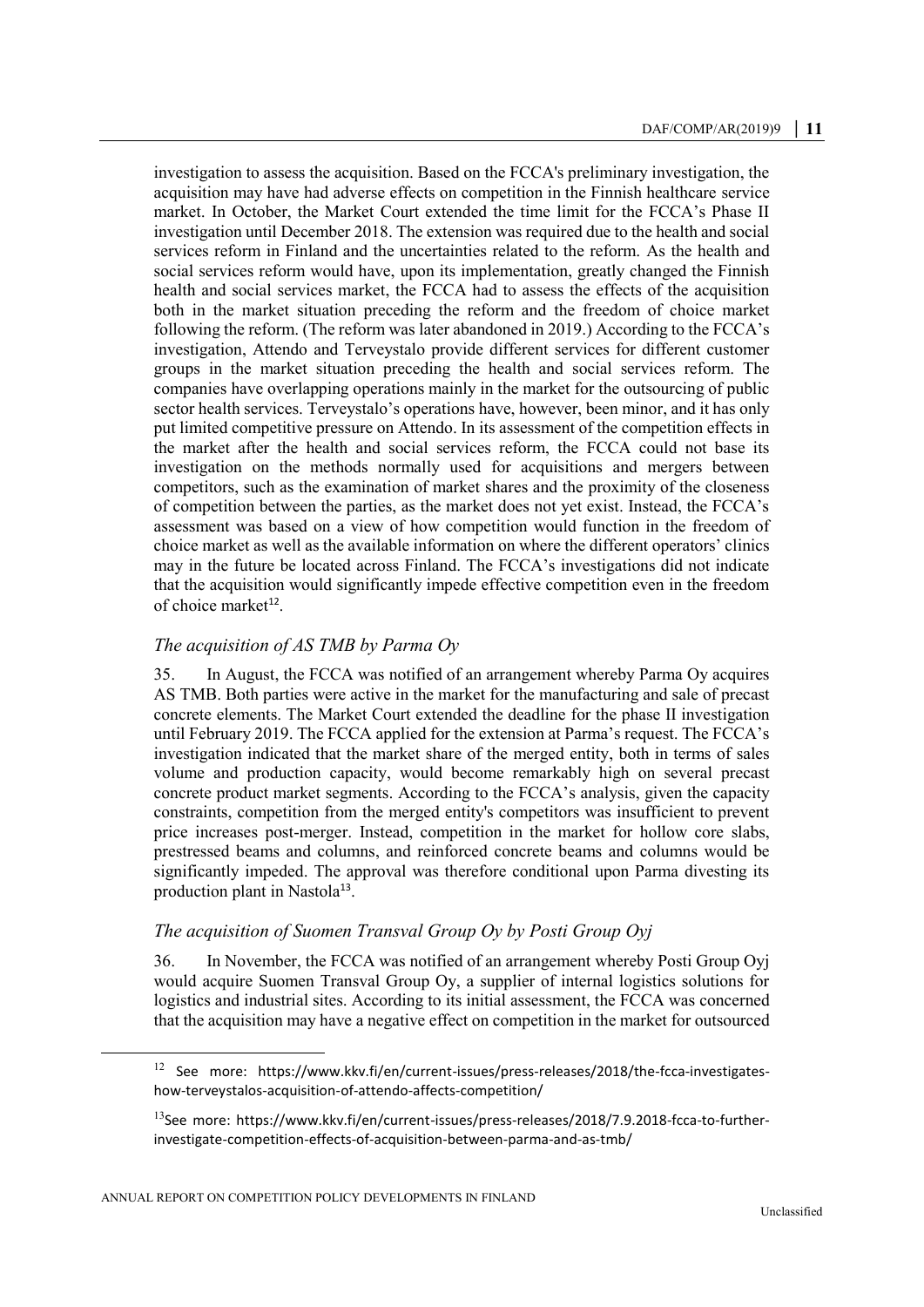investigation to assess the acquisition. Based on the FCCA's preliminary investigation, the acquisition may have had adverse effects on competition in the Finnish healthcare service market. In October, the Market Court extended the time limit for the FCCA's Phase II investigation until December 2018. The extension was required due to the health and social services reform in Finland and the uncertainties related to the reform. As the health and social services reform would have, upon its implementation, greatly changed the Finnish health and social services market, the FCCA had to assess the effects of the acquisition both in the market situation preceding the reform and the freedom of choice market following the reform. (The reform was later abandoned in 2019.) According to the FCCA's investigation, Attendo and Terveystalo provide different services for different customer groups in the market situation preceding the health and social services reform. The companies have overlapping operations mainly in the market for the outsourcing of public sector health services. Terveystalo's operations have, however, been minor, and it has only put limited competitive pressure on Attendo. In its assessment of the competition effects in the market after the health and social services reform, the FCCA could not base its investigation on the methods normally used for acquisitions and mergers between competitors, such as the examination of market shares and the proximity of the closeness of competition between the parties, as the market does not yet exist. Instead, the FCCA's assessment was based on a view of how competition would function in the freedom of choice market as well as the available information on where the different operators' clinics may in the future be located across Finland. The FCCA's investigations did not indicate that the acquisition would significantly impede effective competition even in the freedom of choice market[12].

### *The acquisition of AS TMB by Parma Oy*

35. In August, the FCCA was notified of an arrangement whereby Parma Oy acquires AS TMB. Both parties were active in the market for the manufacturing and sale of precast concrete elements. The Market Court extended the deadline for the phase II investigation until February 2019. The FCCA applied for the extension at Parma's request. The FCCA's investigation indicated that the market share of the merged entity, both in terms of sales volume and production capacity, would become remarkably high on several precast concrete product market segments. According to the FCCA's analysis, given the capacity constraints, competition from the merged entity's competitors was insufficient to prevent price increases post-merger. Instead, competition in the market for hollow core slabs, prestressed beams and columns, and reinforced concrete beams and columns would be significantly impeded. The approval was therefore conditional upon Parma divesting its production plant in Nastola[13].

### *The acquisition of Suomen Transval Group Oy by Posti Group Oyj*

36. In November, the FCCA was notified of an arrangement whereby Posti Group Oyj would acquire Suomen Transval Group Oy, a supplier of internal logistics solutions for logistics and industrial sites. According to its initial assessment, the FCCA was concerned that the acquisition may have a negative effect on competition in the market for outsourced

---

[12] See more: https://www.kkv.fi/en/current-issues/press-releases/2018/the-fcca-investigates-how-terveystalos-acquisition-of-attendo-affects-competition/

[13] See more: https://www.kkv.fi/en/current-issues/press-releases/2018/7.9.2018-fcca-to-further-investigate-competition-effects-of-acquisition-between-parma-and-as-tmb/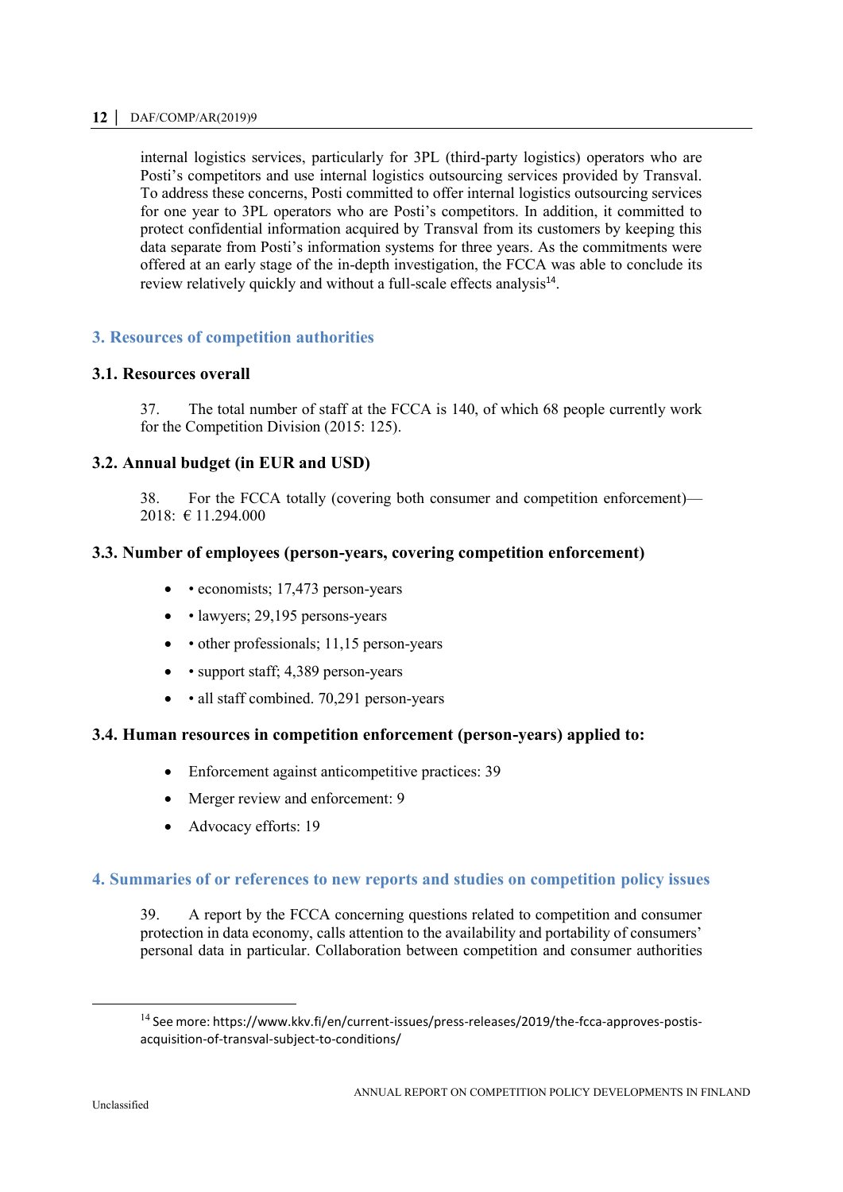internal logistics services, particularly for 3PL (third-party logistics) operators who are Posti's competitors and use internal logistics outsourcing services provided by Transval. To address these concerns, Posti committed to offer internal logistics outsourcing services for one year to 3PL operators who are Posti's competitors. In addition, it committed to protect confidential information acquired by Transval from its customers by keeping this data separate from Posti's information systems for three years. As the commitments were offered at an early stage of the in-depth investigation, the FCCA was able to conclude its review relatively quickly and without a full-scale effects analysis[14].

## 3. Resources of competition authorities

### 3.1. Resources overall

37. The total number of staff at the FCCA is 140, of which 68 people currently work for the Competition Division (2015: 125).

### 3.2. Annual budget (in EUR and USD)

38. For the FCCA totally (covering both consumer and competition enforcement)— 2018: € 11.294.000

### 3.3. Number of employees (person-years, covering competition enforcement)

- • economists; 17,473 person-years
- • lawyers; 29,195 persons-years
- • other professionals; 11,15 person-years
- • support staff; 4,389 person-years
- • all staff combined. 70,291 person-years

### 3.4. Human resources in competition enforcement (person-years) applied to:

- Enforcement against anticompetitive practices: 39
- Merger review and enforcement: 9
- Advocacy efforts: 19

## 4. Summaries of or references to new reports and studies on competition policy issues

39. A report by the FCCA concerning questions related to competition and consumer protection in data economy, calls attention to the availability and portability of consumers' personal data in particular. Collaboration between competition and consumer authorities

[14] See more: https://www.kkv.fi/en/current-issues/press-releases/2019/the-fcca-approves-postis-acquisition-of-transval-subject-to-conditions/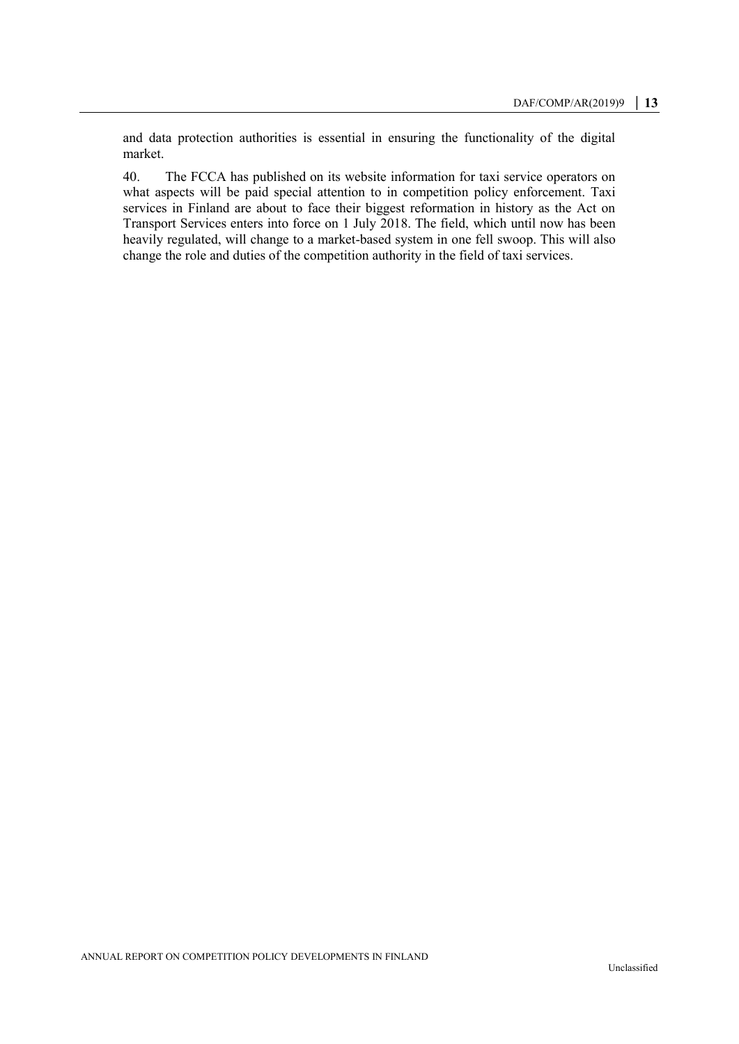and data protection authorities is essential in ensuring the functionality of the digital market.

40. The FCCA has published on its website information for taxi service operators on what aspects will be paid special attention to in competition policy enforcement. Taxi services in Finland are about to face their biggest reformation in history as the Act on Transport Services enters into force on 1 July 2018. The field, which until now has been heavily regulated, will change to a market-based system in one fell swoop. This will also change the role and duties of the competition authority in the field of taxi services.